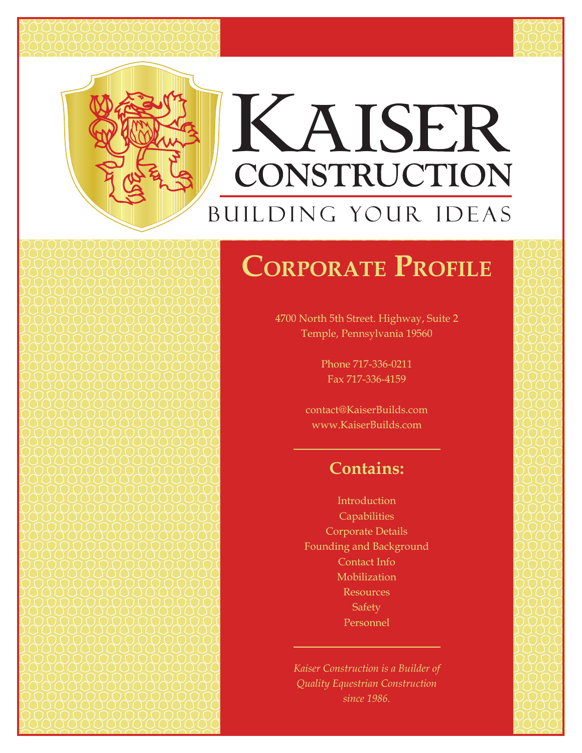# Kaiser Construction

BUILDING YOUR IDEAS

## Corporate Profile

4700 North 5th Street. Highway, Suite 2
Temple, Pennsylvania 19560

Phone 717-336-0211
Fax 717-336-4159

contact@KaiserBuilds.com
www.KaiserBuilds.com

### Contains:

Introduction
Capabilities
Corporate Details
Founding and Background
Contact Info
Mobilization
Resources
Safety
Personnel

*Kaiser Construction is a Builder of Quality Equestrian Construction since 1986.*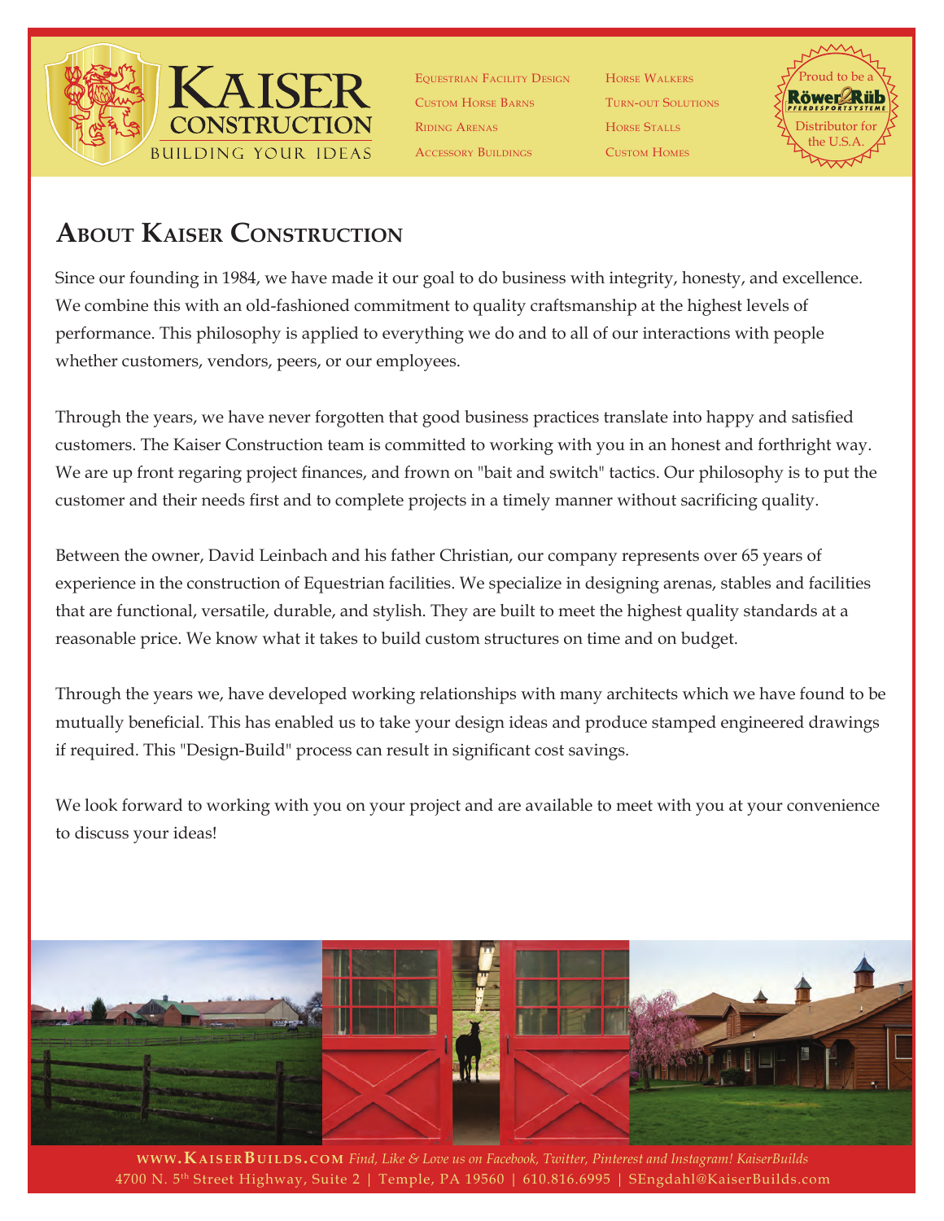# Kaiser Construction

BUILDING YOUR IDEAS

Equestrian Facility Design
Custom Horse Barns
Riding Arenas
Accessory Buildings

Horse Walkers
Turn-out Solutions
Horse Stalls
Custom Homes

Proud to be a Röwer & Rüb Pferdesportsysteme Distributor for the U.S.A.

## About Kaiser Construction

Since our founding in 1984, we have made it our goal to do business with integrity, honesty, and excellence. We combine this with an old-fashioned commitment to quality craftsmanship at the highest levels of performance. This philosophy is applied to everything we do and to all of our interactions with people whether customers, vendors, peers, or our employees.

Through the years, we have never forgotten that good business practices translate into happy and satisfied customers. The Kaiser Construction team is committed to working with you in an honest and forthright way. We are up front regaring project finances, and frown on "bait and switch" tactics. Our philosophy is to put the customer and their needs first and to complete projects in a timely manner without sacrificing quality.

Between the owner, David Leinbach and his father Christian, our company represents over 65 years of experience in the construction of Equestrian facilities. We specialize in designing arenas, stables and facilities that are functional, versatile, durable, and stylish. They are built to meet the highest quality standards at a reasonable price. We know what it takes to build custom structures on time and on budget.

Through the years we, have developed working relationships with many architects which we have found to be mutually beneficial. This has enabled us to take your design ideas and produce stamped engineered drawings if required. This "Design-Build" process can result in significant cost savings.

We look forward to working with you on your project and are available to meet with you at your convenience to discuss your ideas!

**www.KaiserBuilds.com** *Find, Like & Love us on Facebook, Twitter, Pinterest and Instagram! KaiserBuilds*
4700 N. 5th Street Highway, Suite 2 | Temple, PA 19560 | 610.816.6995 | SEngdahl@KaiserBuilds.com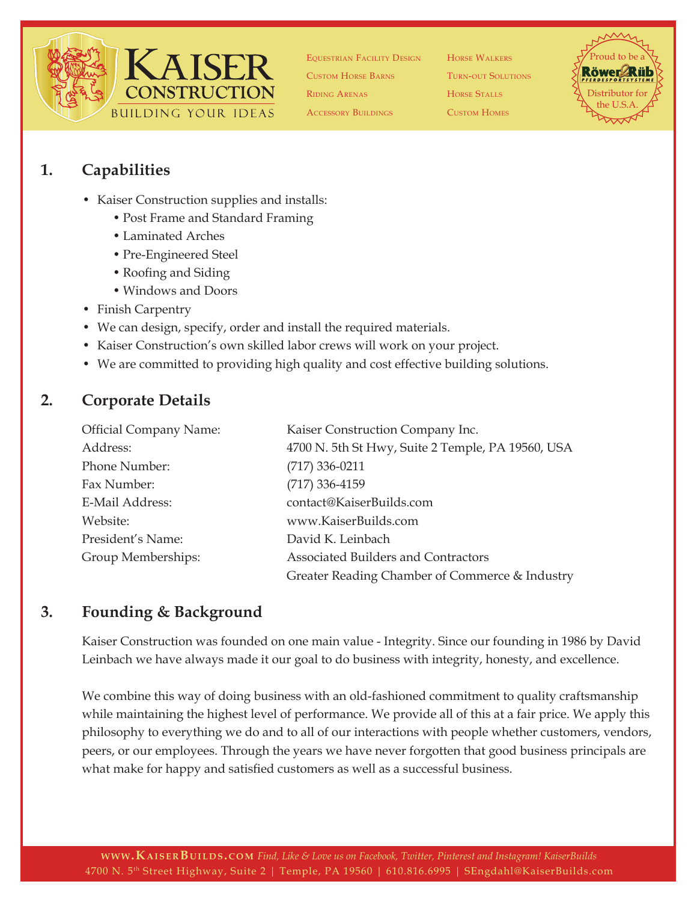# 1. Capabilities

- Kaiser Construction supplies and installs:
  - Post Frame and Standard Framing
  - Laminated Arches
  - Pre-Engineered Steel
  - Roofing and Siding
  - Windows and Doors
- Finish Carpentry
- We can design, specify, order and install the required materials.
- Kaiser Construction's own skilled labor crews will work on your project.
- We are committed to providing high quality and cost effective building solutions.

# 2. Corporate Details

| | |
|---|---|
| Official Company Name: | Kaiser Construction Company Inc. |
| Address: | 4700 N. 5th St Hwy, Suite 2 Temple, PA 19560, USA |
| Phone Number: | (717) 336-0211 |
| Fax Number: | (717) 336-4159 |
| E-Mail Address: | contact@KaiserBuilds.com |
| Website: | www.KaiserBuilds.com |
| President's Name: | David K. Leinbach |
| Group Memberships: | Associated Builders and Contractors |
| | Greater Reading Chamber of Commerce & Industry |

# 3. Founding & Background

Kaiser Construction was founded on one main value - Integrity. Since our founding in 1986 by David Leinbach we have always made it our goal to do business with integrity, honesty, and excellence.

We combine this way of doing business with an old-fashioned commitment to quality craftsmanship while maintaining the highest level of performance. We provide all of this at a fair price. We apply this philosophy to everything we do and to all of our interactions with people whether customers, vendors, peers, or our employees. Through the years we have never forgotten that good business principals are what make for happy and satisfied customers as well as a successful business.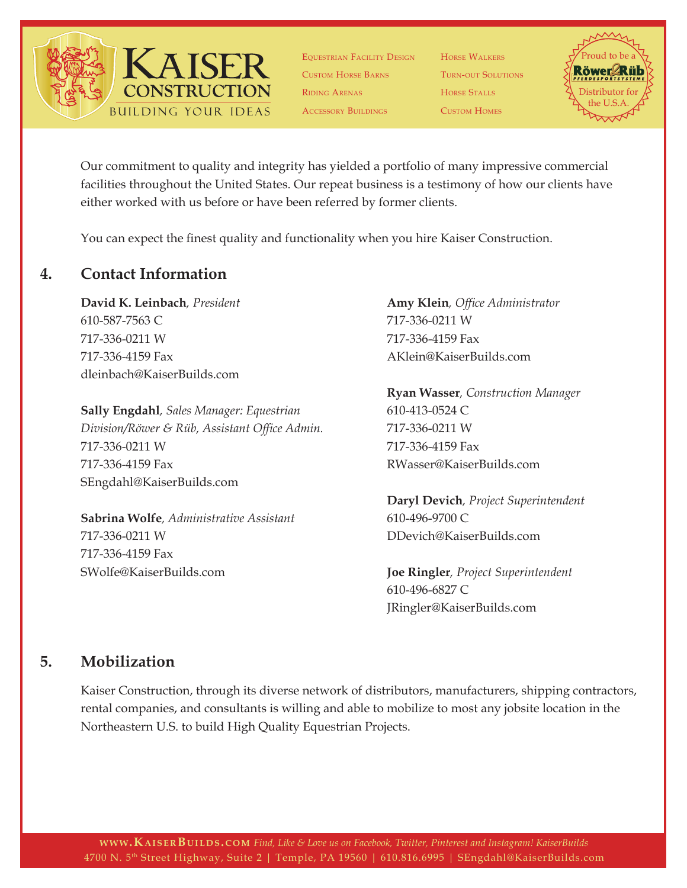Our commitment to quality and integrity has yielded a portfolio of many impressive commercial facilities throughout the United States. Our repeat business is a testimony of how our clients have either worked with us before or have been referred by former clients.

You can expect the finest quality and functionality when you hire Kaiser Construction.

## 4. Contact Information

**David K. Leinbach**, *President*
610-587-7563 C
717-336-0211 W
717-336-4159 Fax
dleinbach@KaiserBuilds.com

**Sally Engdahl**, *Sales Manager: Equestrian Division/Röwer & Rüb, Assistant Office Admin.*
717-336-0211 W
717-336-4159 Fax
SEngdahl@KaiserBuilds.com

**Sabrina Wolfe**, *Administrative Assistant*
717-336-0211 W
717-336-4159 Fax
SWolfe@KaiserBuilds.com

**Amy Klein**, *Office Administrator*
717-336-0211 W
717-336-4159 Fax
AKlein@KaiserBuilds.com

**Ryan Wasser**, *Construction Manager*
610-413-0524 C
717-336-0211 W
717-336-4159 Fax
RWasser@KaiserBuilds.com

**Daryl Devich**, *Project Superintendent*
610-496-9700 C
DDevich@KaiserBuilds.com

**Joe Ringler**, *Project Superintendent*
610-496-6827 C
JRingler@KaiserBuilds.com

## 5. Mobilization

Kaiser Construction, through its diverse network of distributors, manufacturers, shipping contractors, rental companies, and consultants is willing and able to mobilize to most any jobsite location in the Northeastern U.S. to build High Quality Equestrian Projects.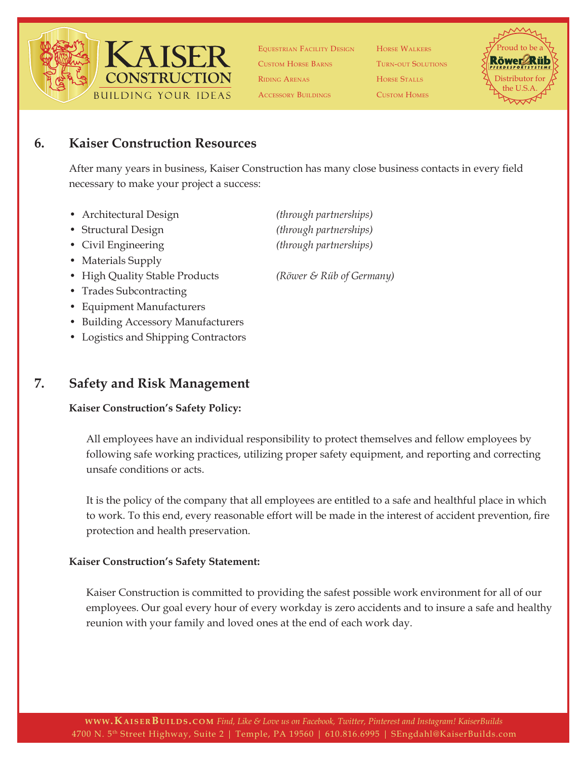## 6. Kaiser Construction Resources

After many years in business, Kaiser Construction has many close business contacts in every field necessary to make your project a success:

- Architectural Design *(through partnerships)*
- Structural Design *(through partnerships)*
- Civil Engineering *(through partnerships)*
- Materials Supply
- High Quality Stable Products *(Röwer & Rüb of Germany)*
- Trades Subcontracting
- Equipment Manufacturers
- Building Accessory Manufacturers
- Logistics and Shipping Contractors

## 7. Safety and Risk Management

**Kaiser Construction's Safety Policy:**

All employees have an individual responsibility to protect themselves and fellow employees by following safe working practices, utilizing proper safety equipment, and reporting and correcting unsafe conditions or acts.

It is the policy of the company that all employees are entitled to a safe and healthful place in which to work. To this end, every reasonable effort will be made in the interest of accident prevention, fire protection and health preservation.

**Kaiser Construction's Safety Statement:**

Kaiser Construction is committed to providing the safest possible work environment for all of our employees. Our goal every hour of every workday is zero accidents and to insure a safe and healthy reunion with your family and loved ones at the end of each work day.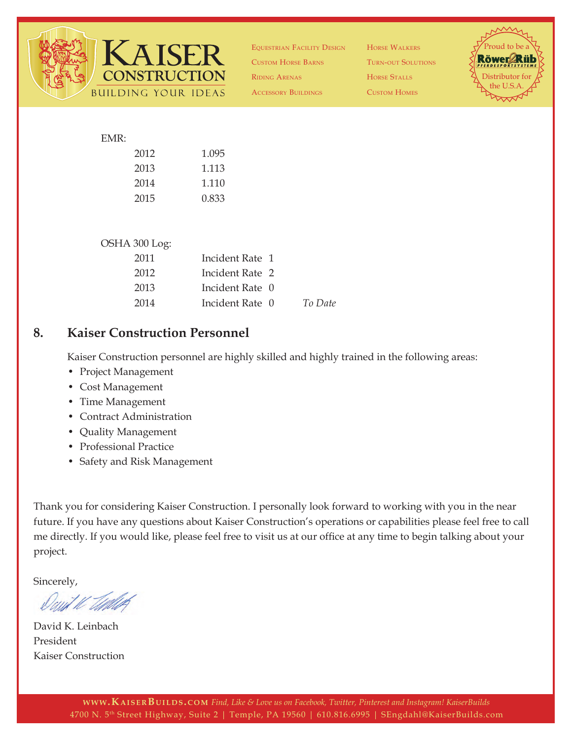EMR:

| | |
|---|---|
| 2012 | 1.095 |
| 2013 | 1.113 |
| 2014 | 1.110 |
| 2015 | 0.833 |

OSHA 300 Log:

| | | |
|---|---|---|
| 2011 | Incident Rate 1 | |
| 2012 | Incident Rate 2 | |
| 2013 | Incident Rate 0 | |
| 2014 | Incident Rate 0 | *To Date* |

## 8. Kaiser Construction Personnel

Kaiser Construction personnel are highly skilled and highly trained in the following areas:

- Project Management
- Cost Management
- Time Management
- Contract Administration
- Quality Management
- Professional Practice
- Safety and Risk Management

Thank you for considering Kaiser Construction. I personally look forward to working with you in the near future. If you have any questions about Kaiser Construction's operations or capabilities please feel free to call me directly. If you would like, please feel free to visit us at our office at any time to begin talking about your project.

Sincerely,

David K. Leinbach
President
Kaiser Construction